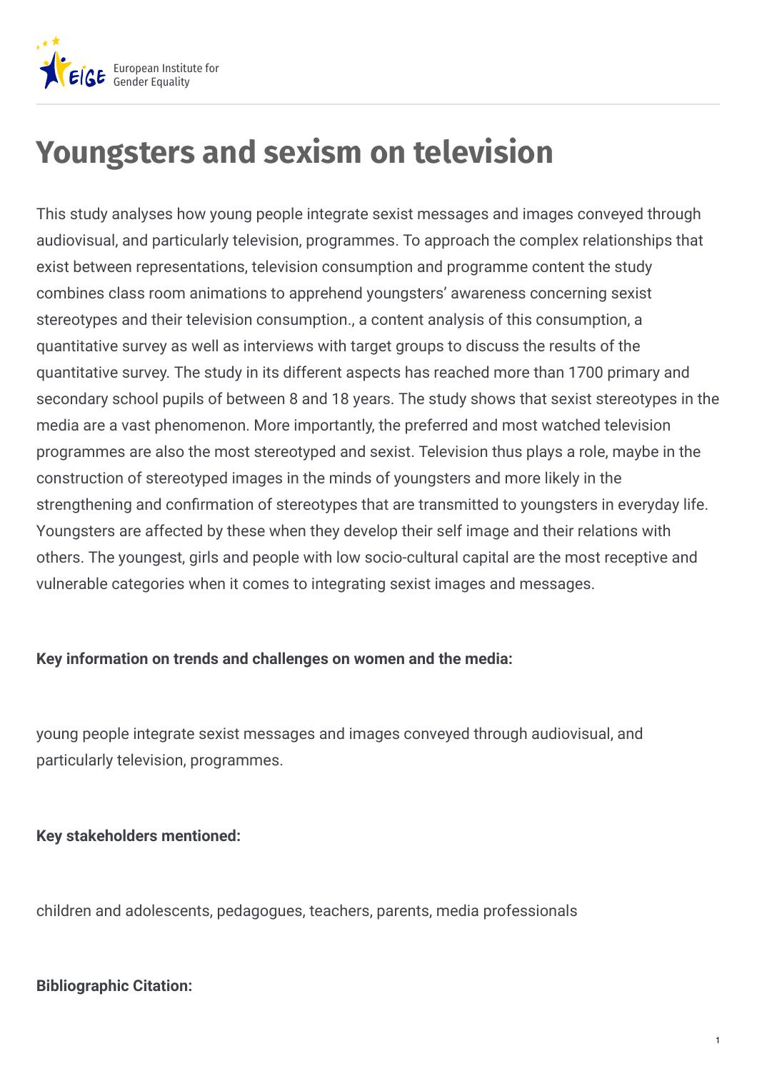# Youngsters and sexism on television

This study analyses how young people integrate sexist messages and images conveyed through audiovisual, and particularly television, programmes. To approach the complex relationships that exist between representations, television consumption and programme content the study combines class room animations to apprehend youngsters' awareness concerning sexist stereotypes and their television consumption., a content analysis of this consumption, a quantitative survey as well as interviews with target groups to discuss the results of the quantitative survey. The study in its different aspects has reached more than 1700 primary and secondary school pupils of between 8 and 18 years. The study shows that sexist stereotypes in the media are a vast phenomenon. More importantly, the preferred and most watched television programmes are also the most stereotyped and sexist. Television thus plays a role, maybe in the construction of stereotyped images in the minds of youngsters and more likely in the strengthening and confirmation of stereotypes that are transmitted to youngsters in everyday life. Youngsters are affected by these when they develop their self image and their relations with others. The youngest, girls and people with low socio-cultural capital are the most receptive and vulnerable categories when it comes to integrating sexist images and messages.

**Key information on trends and challenges on women and the media:**

young people integrate sexist messages and images conveyed through audiovisual, and particularly television, programmes.

**Key stakeholders mentioned:**

children and adolescents, pedagogues, teachers, parents, media professionals

**Bibliographic Citation:**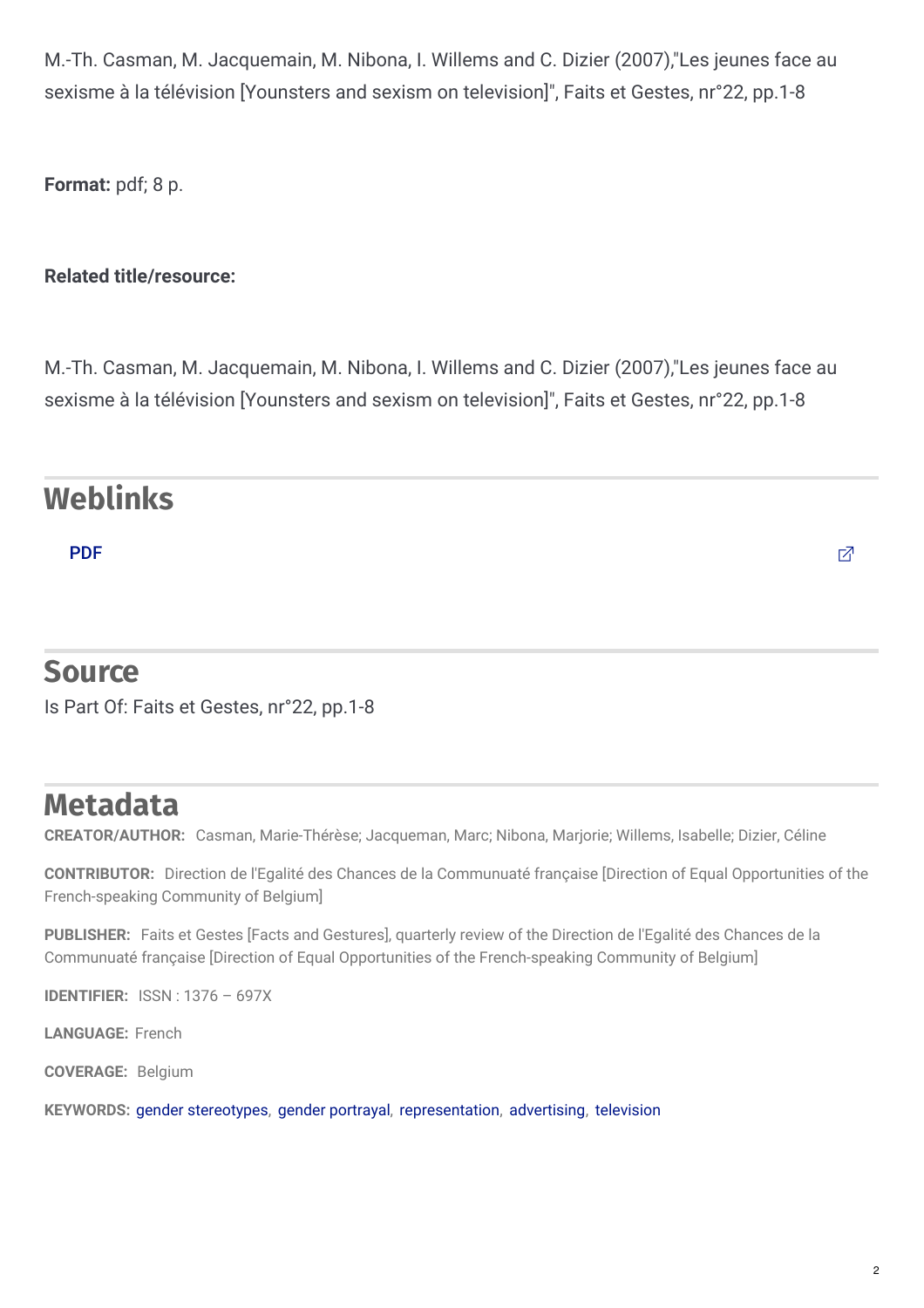M.-Th. Casman, M. Jacquemain, M. Nibona, I. Willems and C. Dizier (2007),"Les jeunes face au sexisme à la télévision [Younsters and sexism on television]", Faits et Gestes, nr°22, pp.1-8

**Format:** pdf; 8 p.

**Related title/resource:**

M.-Th. Casman, M. Jacquemain, M. Nibona, I. Willems and C. Dizier (2007),"Les jeunes face au sexisme à la télévision [Younsters and sexism on television]", Faits et Gestes, nr°22, pp.1-8

## Weblinks

PDF

## Source

Is Part Of: Faits et Gestes, nr°22, pp.1-8

## Metadata

**CREATOR/AUTHOR:** Casman, Marie-Thérèse; Jacqueman, Marc; Nibona, Marjorie; Willems, Isabelle; Dizier, Céline

**CONTRIBUTOR:** Direction de l'Egalité des Chances de la Communauté française [Direction of Equal Opportunities of the French-speaking Community of Belgium]

**PUBLISHER:** Faits et Gestes [Facts and Gestures], quarterly review of the Direction de l'Egalité des Chances de la Communauté française [Direction of Equal Opportunities of the French-speaking Community of Belgium]

**IDENTIFIER:** ISSN : 1376 – 697X

**LANGUAGE:** French

**COVERAGE:** Belgium

**KEYWORDS:** gender stereotypes, gender portrayal, representation, advertising, television